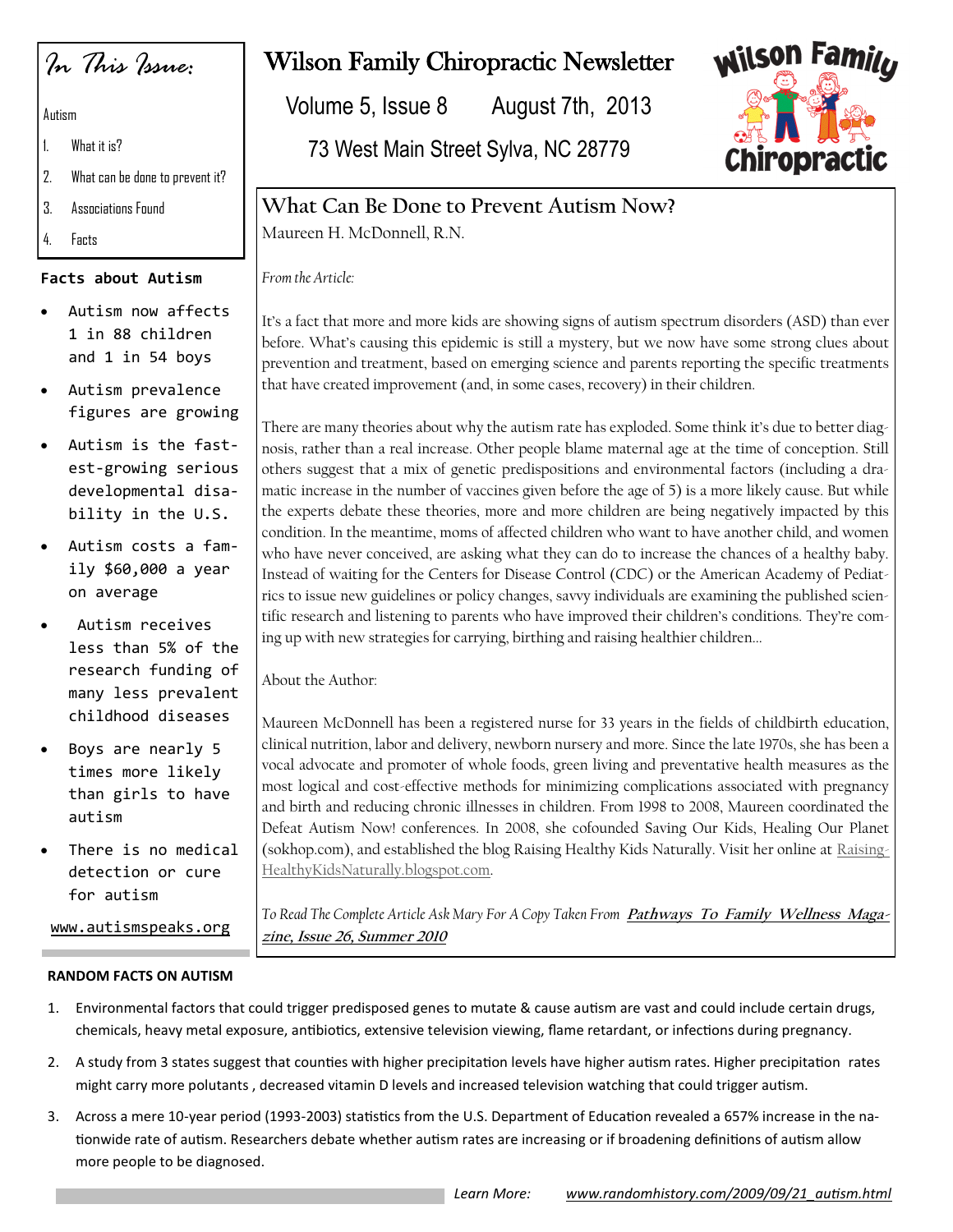# Wilson Family Chiropractic Newsletter

Volume 5, Issue 8 August 7th, 2013

73 West Main Street Sylva, NC 28779

*In This Issue:*

Autism

1. What it is?
2. What can be done to prevent it?
3. Associations Found
4. Facts

**Facts about Autism**

- Autism now affects 1 in 88 children and 1 in 54 boys
- Autism prevalence figures are growing
- Autism is the fastest-growing serious developmental disability in the U.S.
- Autism costs a family $60,000 a year on average
- Autism receives less than 5% of the research funding of many less prevalent childhood diseases
- Boys are nearly 5 times more likely than girls to have autism
- There is no medical detection or cure for autism

www.autismspeaks.org

## What Can Be Done to Prevent Autism Now?

Maureen H. McDonnell, R.N.

*From the Article:*

It's a fact that more and more kids are showing signs of autism spectrum disorders (ASD) than ever before. What's causing this epidemic is still a mystery, but we now have some strong clues about prevention and treatment, based on emerging science and parents reporting the specific treatments that have created improvement (and, in some cases, recovery) in their children.

There are many theories about why the autism rate has exploded. Some think it's due to better diagnosis, rather than a real increase. Other people blame maternal age at the time of conception. Still others suggest that a mix of genetic predispositions and environmental factors (including a dramatic increase in the number of vaccines given before the age of 5) is a more likely cause. But while the experts debate these theories, more and more children are being negatively impacted by this condition. In the meantime, moms of affected children who want to have another child, and women who have never conceived, are asking what they can do to increase the chances of a healthy baby. Instead of waiting for the Centers for Disease Control (CDC) or the American Academy of Pediatrics to issue new guidelines or policy changes, savvy individuals are examining the published scientific research and listening to parents who have improved their children's conditions. They're coming up with new strategies for carrying, birthing and raising healthier children...

About the Author:

Maureen McDonnell has been a registered nurse for 33 years in the fields of childbirth education, clinical nutrition, labor and delivery, newborn nursery and more. Since the late 1970s, she has been a vocal advocate and promoter of whole foods, green living and preventative health measures as the most logical and cost-effective methods for minimizing complications associated with pregnancy and birth and reducing chronic illnesses in children. From 1998 to 2008, Maureen coordinated the Defeat Autism Now! conferences. In 2008, she cofounded Saving Our Kids, Healing Our Planet (sokhop.com), and established the blog Raising Healthy Kids Naturally. Visit her online at RaisingHealthyKidsNaturally.blogspot.com.

*To Read The Complete Article Ask Mary For A Copy Taken From* ***Pathways To Family Wellness Magazine, Issue 26, Summer 2010***

**RANDOM FACTS ON AUTISM**

1. Environmental factors that could trigger predisposed genes to mutate & cause autism are vast and could include certain drugs, chemicals, heavy metal exposure, antibiotics, extensive television viewing, flame retardant, or infections during pregnancy.
2. A study from 3 states suggest that counties with higher precipitation levels have higher autism rates. Higher precipitation rates might carry more polutants , decreased vitamin D levels and increased television watching that could trigger autism.
3. Across a mere 10-year period (1993-2003) statistics from the U.S. Department of Education revealed a 657% increase in the nationwide rate of autism. Researchers debate whether autism rates are increasing or if broadening definitions of autism allow more people to be diagnosed.

*Learn More:* *www.randomhistory.com/2009/09/21_autism.html*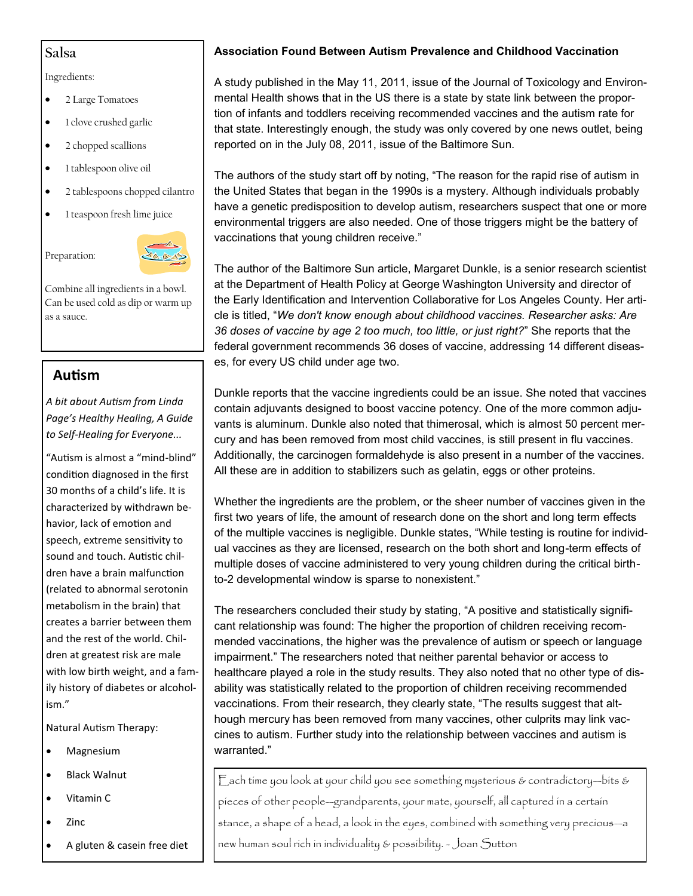## Salsa

Ingredients:

- 2 Large Tomatoes
- 1 clove crushed garlic
- 2 chopped scallions
- 1 tablespoon olive oil
- 2 tablespoons chopped cilantro
- 1 teaspoon fresh lime juice

Preparation:

Combine all ingredients in a bowl. Can be used cold as dip or warm up as a sauce.

## Autism

*A bit about Autism from Linda Page's Healthy Healing, A Guide to Self-Healing for Everyone...*

"Autism is almost a "mind-blind" condition diagnosed in the first 30 months of a child's life. It is characterized by withdrawn behavior, lack of emotion and speech, extreme sensitivity to sound and touch. Autistic children have a brain malfunction (related to abnormal serotonin metabolism in the brain) that creates a barrier between them and the rest of the world. Children at greatest risk are male with low birth weight, and a family history of diabetes or alcoholism."

Natural Autism Therapy:

- Magnesium
- Black Walnut
- Vitamin C
- Zinc
- A gluten & casein free diet

**Association Found Between Autism Prevalence and Childhood Vaccination**

A study published in the May 11, 2011, issue of the Journal of Toxicology and Environmental Health shows that in the US there is a state by state link between the proportion of infants and toddlers receiving recommended vaccines and the autism rate for that state. Interestingly enough, the study was only covered by one news outlet, being reported on in the July 08, 2011, issue of the Baltimore Sun.

The authors of the study start off by noting, "The reason for the rapid rise of autism in the United States that began in the 1990s is a mystery. Although individuals probably have a genetic predisposition to develop autism, researchers suspect that one or more environmental triggers are also needed. One of those triggers might be the battery of vaccinations that young children receive."

The author of the Baltimore Sun article, Margaret Dunkle, is a senior research scientist at the Department of Health Policy at George Washington University and director of the Early Identification and Intervention Collaborative for Los Angeles County. Her article is titled, "*We don't know enough about childhood vaccines. Researcher asks: Are 36 doses of vaccine by age 2 too much, too little, or just right?*" She reports that the federal government recommends 36 doses of vaccine, addressing 14 different diseases, for every US child under age two.

Dunkle reports that the vaccine ingredients could be an issue. She noted that vaccines contain adjuvants designed to boost vaccine potency. One of the more common adjuvants is aluminum. Dunkle also noted that thimerosal, which is almost 50 percent mercury and has been removed from most child vaccines, is still present in flu vaccines. Additionally, the carcinogen formaldehyde is also present in a number of the vaccines. All these are in addition to stabilizers such as gelatin, eggs or other proteins.

Whether the ingredients are the problem, or the sheer number of vaccines given in the first two years of life, the amount of research done on the short and long term effects of the multiple vaccines is negligible. Dunkle states, "While testing is routine for individual vaccines as they are licensed, research on the both short and long-term effects of multiple doses of vaccine administered to very young children during the critical birth-to-2 developmental window is sparse to nonexistent."

The researchers concluded their study by stating, "A positive and statistically significant relationship was found: The higher the proportion of children receiving recommended vaccinations, the higher was the prevalence of autism or speech or language impairment." The researchers noted that neither parental behavior or access to healthcare played a role in the study results. They also noted that no other type of disability was statistically related to the proportion of children receiving recommended vaccinations. From their research, they clearly state, "The results suggest that although mercury has been removed from many vaccines, other culprits may link vaccines to autism. Further study into the relationship between vaccines and autism is warranted."

Each time you look at your child you see something mysterious & contradictory—bits & pieces of other people—grandparents, your mate, yourself, all captured in a certain stance, a shape of a head, a look in the eyes, combined with something very precious—a new human soul rich in individuality & possibility. - Joan Sutton